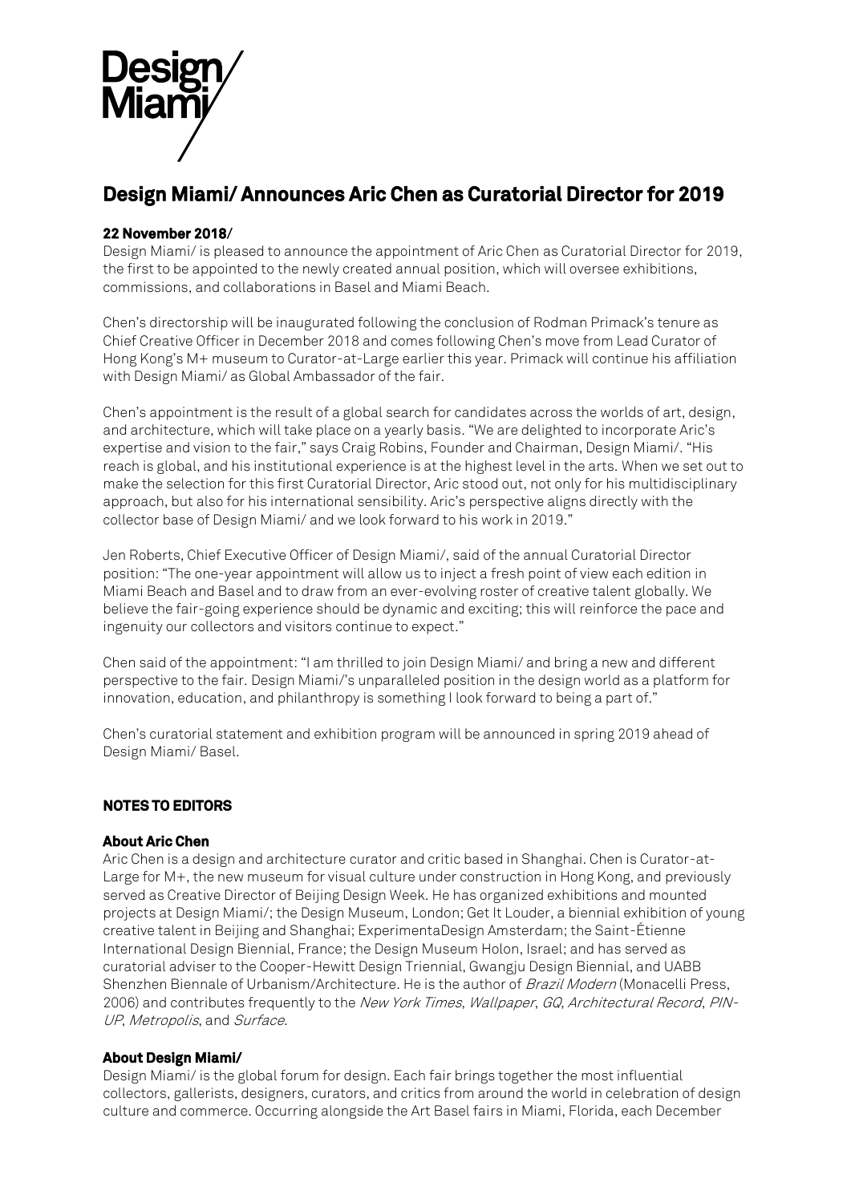# Design Miami/ Announces Aric Chen as Curatorial Director for 2019

**22 November 2018/**

Design Miami/ is pleased to announce the appointment of Aric Chen as Curatorial Director for 2019, the first to be appointed to the newly created annual position, which will oversee exhibitions, commissions, and collaborations in Basel and Miami Beach.

Chen's directorship will be inaugurated following the conclusion of Rodman Primack's tenure as Chief Creative Officer in December 2018 and comes following Chen's move from Lead Curator of Hong Kong's M+ museum to Curator-at-Large earlier this year. Primack will continue his affiliation with Design Miami/ as Global Ambassador of the fair.

Chen's appointment is the result of a global search for candidates across the worlds of art, design, and architecture, which will take place on a yearly basis. "We are delighted to incorporate Aric's expertise and vision to the fair," says Craig Robins, Founder and Chairman, Design Miami/. "His reach is global, and his institutional experience is at the highest level in the arts. When we set out to make the selection for this first Curatorial Director, Aric stood out, not only for his multidisciplinary approach, but also for his international sensibility. Aric's perspective aligns directly with the collector base of Design Miami/ and we look forward to his work in 2019."

Jen Roberts, Chief Executive Officer of Design Miami/, said of the annual Curatorial Director position: "The one-year appointment will allow us to inject a fresh point of view each edition in Miami Beach and Basel and to draw from an ever-evolving roster of creative talent globally. We believe the fair-going experience should be dynamic and exciting; this will reinforce the pace and ingenuity our collectors and visitors continue to expect."

Chen said of the appointment: "I am thrilled to join Design Miami/ and bring a new and different perspective to the fair. Design Miami/'s unparalleled position in the design world as a platform for innovation, education, and philanthropy is something I look forward to being a part of."

Chen's curatorial statement and exhibition program will be announced in spring 2019 ahead of Design Miami/ Basel.

## NOTES TO EDITORS

### About Aric Chen

Aric Chen is a design and architecture curator and critic based in Shanghai. Chen is Curator-at-Large for M+, the new museum for visual culture under construction in Hong Kong, and previously served as Creative Director of Beijing Design Week. He has organized exhibitions and mounted projects at Design Miami/; the Design Museum, London; Get It Louder, a biennial exhibition of young creative talent in Beijing and Shanghai; ExperimentaDesign Amsterdam; the Saint-Étienne International Design Biennial, France; the Design Museum Holon, Israel; and has served as curatorial adviser to the Cooper-Hewitt Design Triennial, Gwangju Design Biennial, and UABB Shenzhen Biennale of Urbanism/Architecture. He is the author of *Brazil Modern* (Monacelli Press, 2006) and contributes frequently to the *New York Times*, *Wallpaper*, *GQ*, *Architectural Record*, *PIN-UP*, *Metropolis*, and *Surface*.

### About Design Miami/

Design Miami/ is the global forum for design. Each fair brings together the most influential collectors, gallerists, designers, curators, and critics from around the world in celebration of design culture and commerce. Occurring alongside the Art Basel fairs in Miami, Florida, each December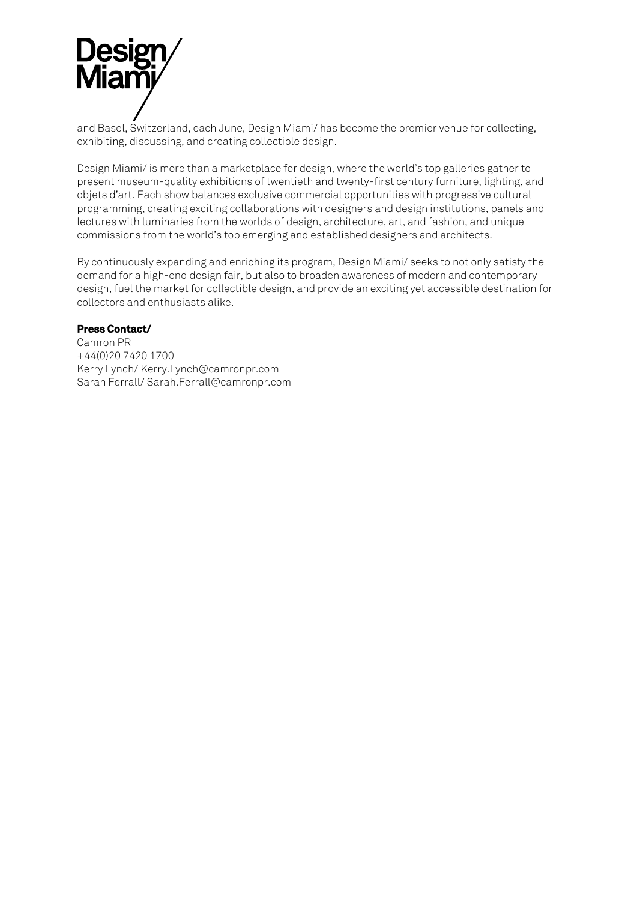and Basel, Switzerland, each June, Design Miami/ has become the premier venue for collecting, exhibiting, discussing, and creating collectible design.

Design Miami/ is more than a marketplace for design, where the world's top galleries gather to present museum-quality exhibitions of twentieth and twenty-first century furniture, lighting, and objets d'art. Each show balances exclusive commercial opportunities with progressive cultural programming, creating exciting collaborations with designers and design institutions, panels and lectures with luminaries from the worlds of design, architecture, art, and fashion, and unique commissions from the world's top emerging and established designers and architects.

By continuously expanding and enriching its program, Design Miami/ seeks to not only satisfy the demand for a high-end design fair, but also to broaden awareness of modern and contemporary design, fuel the market for collectible design, and provide an exciting yet accessible destination for collectors and enthusiasts alike.

**Press Contact/**
Camron PR
+44(0)20 7420 1700
Kerry Lynch/ Kerry.Lynch@camronpr.com
Sarah Ferrall/ Sarah.Ferrall@camronpr.com